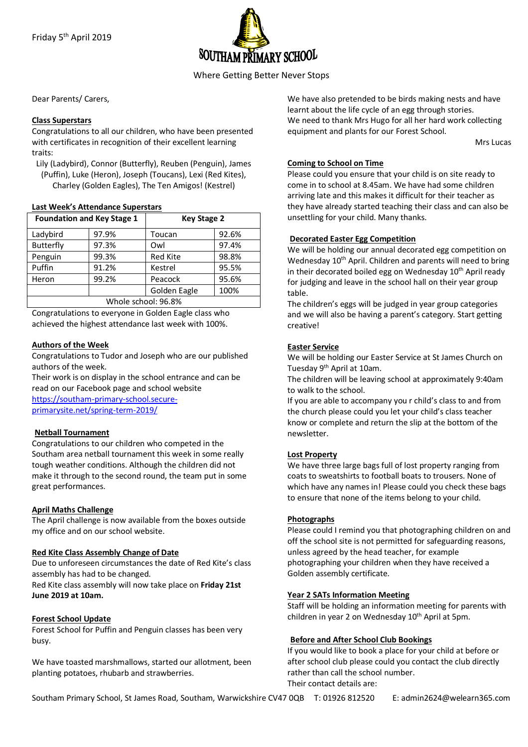Friday 5th April 2019

# SOUTHAM PRIMARY SCHOOL

Where Getting Better Never Stops

Dear Parents/ Carers,

**Class Superstars**

Congratulations to all our children, who have been presented with certificates in recognition of their excellent learning traits:

Lily (Ladybird), Connor (Butterfly), Reuben (Penguin), James (Puffin), Luke (Heron), Joseph (Toucans), Lexi (Red Kites), Charley (Golden Eagles), The Ten Amigos! (Kestrel)

**Last Week's Attendance Superstars**

| Foundation and Key Stage 1 | | Key Stage 2 | |
|---|---|---|---|
| Ladybird | 97.9% | Toucan | 92.6% |
| Butterfly | 97.3% | Owl | 97.4% |
| Penguin | 99.3% | Red Kite | 98.8% |
| Puffin | 91.2% | Kestrel | 95.5% |
| Heron | 99.2% | Peacock | 95.6% |
| | | Golden Eagle | 100% |
| Whole school: 96.8% | | | |

Congratulations to everyone in Golden Eagle class who achieved the highest attendance last week with 100%.

**Authors of the Week**

Congratulations to Tudor and Joseph who are our published authors of the week.

Their work is on display in the school entrance and can be read on our Facebook page and school website https://southam-primary-school.secure-primarysite.net/spring-term-2019/

**Netball Tournament**

Congratulations to our children who competed in the Southam area netball tournament this week in some really tough weather conditions. Although the children did not make it through to the second round, the team put in some great performances.

**April Maths Challenge**

The April challenge is now available from the boxes outside my office and on our school website.

**Red Kite Class Assembly Change of Date**

Due to unforeseen circumstances the date of Red Kite's class assembly has had to be changed.

Red Kite class assembly will now take place on **Friday 21st June 2019 at 10am.**

**Forest School Update**

Forest School for Puffin and Penguin classes has been very busy.

We have toasted marshmallows, started our allotment, been planting potatoes, rhubarb and strawberries.

We have also pretended to be birds making nests and have learnt about the life cycle of an egg through stories.

We need to thank Mrs Hugo for all her hard work collecting equipment and plants for our Forest School.

Mrs Lucas

**Coming to School on Time**

Please could you ensure that your child is on site ready to come in to school at 8.45am. We have had some children arriving late and this makes it difficult for their teacher as they have already started teaching their class and can also be unsettling for your child. Many thanks.

**Decorated Easter Egg Competition**

We will be holding our annual decorated egg competition on Wednesday 10th April. Children and parents will need to bring in their decorated boiled egg on Wednesday 10th April ready for judging and leave in the school hall on their year group table.

The children's eggs will be judged in year group categories and we will also be having a parent's category. Start getting creative!

**Easter Service**

We will be holding our Easter Service at St James Church on Tuesday 9th April at 10am.

The children will be leaving school at approximately 9:40am to walk to the school.

If you are able to accompany you r child's class to and from the church please could you let your child's class teacher know or complete and return the slip at the bottom of the newsletter.

**Lost Property**

We have three large bags full of lost property ranging from coats to sweatshirts to football boats to trousers. None of which have any names in! Please could you check these bags to ensure that none of the items belong to your child.

**Photographs**

Please could I remind you that photographing children on and off the school site is not permitted for safeguarding reasons, unless agreed by the head teacher, for example photographing your children when they have received a Golden assembly certificate.

**Year 2 SATs Information Meeting**

Staff will be holding an information meeting for parents with children in year 2 on Wednesday 10th April at 5pm.

**Before and After School Club Bookings**

If you would like to book a place for your child at before or after school club please could you contact the club directly rather than call the school number.

Their contact details are:

Southam Primary School, St James Road, Southam, Warwickshire CV47 0QB T: 01926 812520 E: admin2624@welearn365.com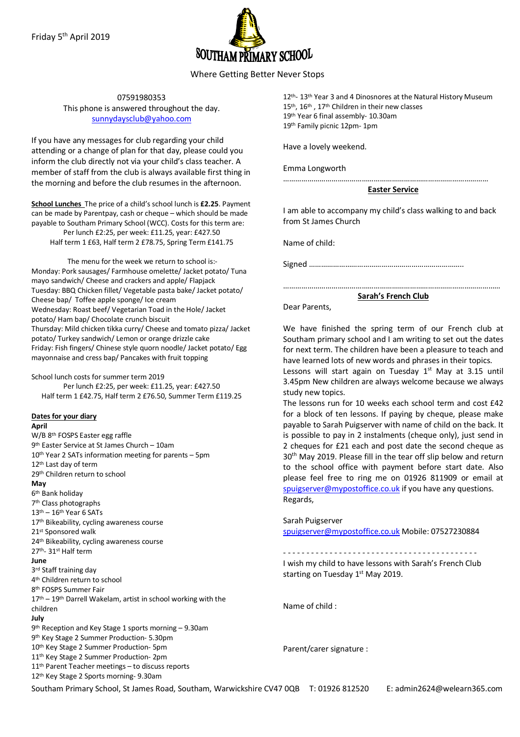Friday 5th April 2019

# SOUTHAM PRIMARY SCHOOL

Where Getting Better Never Stops

07591980353
This phone is answered throughout the day.
sunnydaysclub@yahoo.com

If you have any messages for club regarding your child attending or a change of plan for that day, please could you inform the club directly not via your child's class teacher. A member of staff from the club is always available first thing in the morning and before the club resumes in the afternoon.

**School Lunches** The price of a child's school lunch is **£2.25**. Payment can be made by Parentpay, cash or cheque – which should be made payable to Southam Primary School (WCC). Costs for this term are:
Per lunch £2:25, per week: £11.25, year: £427.50
Half term 1 £63, Half term 2 £78.75, Spring Term £141.75

The menu for the week we return to school is:-
Monday: Pork sausages/ Farmhouse omelette/ Jacket potato/ Tuna mayo sandwich/ Cheese and crackers and apple/ Flapjack
Tuesday: BBQ Chicken fillet/ Vegetable pasta bake/ Jacket potato/ Cheese bap/ Toffee apple sponge/ Ice cream
Wednesday: Roast beef/ Vegetarian Toad in the Hole/ Jacket potato/ Ham bap/ Chocolate crunch biscuit
Thursday: Mild chicken tikka curry/ Cheese and tomato pizza/ Jacket potato/ Turkey sandwich/ Lemon or orange drizzle cake
Friday: Fish fingers/ Chinese style quorn noodle/ Jacket potato/ Egg mayonnaise and cress bap/ Pancakes with fruit topping

School lunch costs for summer term 2019
Per lunch £2:25, per week: £11.25, year: £427.50
Half term 1 £42.75, Half term 2 £76.50, Summer Term £119.25

**Dates for your diary**

**April**
W/B 8th FOSPS Easter egg raffle
9th Easter Service at St James Church – 10am
10th Year 2 SATs information meeting for parents – 5pm
12th Last day of term
29th Children return to school

**May**
6th Bank holiday
7th Class photographs
13th – 16th Year 6 SATs
17th Bikeability, cycling awareness course
21st Sponsored walk
24th Bikeability, cycling awareness course
27th- 31st Half term

**June**
3rd Staff training day
4th Children return to school
8th FOSPS Summer Fair
17th – 19th Darrell Wakelam, artist in school working with the children

**July**
9th Reception and Key Stage 1 sports morning – 9.30am
9th Key Stage 2 Summer Production- 5.30pm
10th Key Stage 2 Summer Production- 5pm
11th Key Stage 2 Summer Production- 2pm
11th Parent Teacher meetings – to discuss reports
12th Key Stage 2 Sports morning- 9.30am
12th- 13th Year 3 and 4 Dinosnores at the Natural History Museum
15th, 16th, 17th Children in their new classes
19th Year 6 final assembly- 10.30am
19th Family picnic 12pm- 1pm

Have a lovely weekend.

Emma Longworth

……………………………………………………………………………………………

**Easter Service**

I am able to accompany my child's class walking to and back from St James Church

Name of child:

Signed ………………………………………………………………….

……………………………………………………………………………………………

**Sarah's French Club**

Dear Parents,

We have finished the spring term of our French club at Southam primary school and I am writing to set out the dates for next term. The children have been a pleasure to teach and have learned lots of new words and phrases in their topics. Lessons will start again on Tuesday 1st May at 3.15 until 3.45pm New children are always welcome because we always study new topics.

The lessons run for 10 weeks each school term and cost £42 for a block of ten lessons. If paying by cheque, please make payable to Sarah Puigserver with name of child on the back. It is possible to pay in 2 instalments (cheque only), just send in 2 cheques for £21 each and post date the second cheque as 30th May 2019. Please fill in the tear off slip below and return to the school office with payment before start date. Also please feel free to ring me on 01926 811909 or email at spuigserver@mypostoffice.co.uk if you have any questions.

Regards,

Sarah Puigserver
spuigserver@mypostoffice.co.uk Mobile: 07527230884

- - - - - - - - - - - - - - - - - - - - - - - - - - - - - - - - - - - - - - - - -

I wish my child to have lessons with Sarah's French Club starting on Tuesday 1st May 2019.

Name of child :

Parent/carer signature :

Southam Primary School, St James Road, Southam, Warwickshire CV47 0QB T: 01926 812520 E: admin2624@welearn365.com